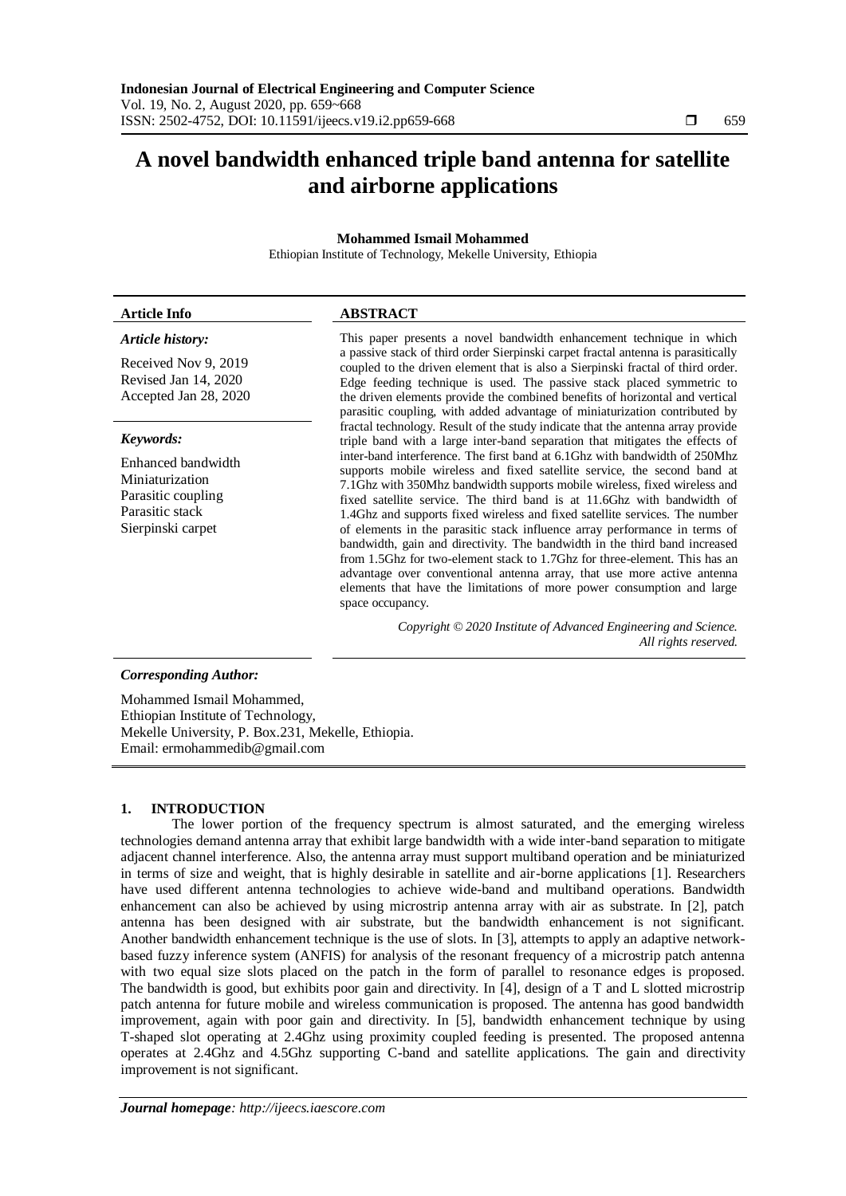# A novel bandwidth enhanced triple band antenna for satellite and airborne applications

**Mohammed Ismail Mohammed**

Ethiopian Institute of Technology, Mekelle University, Ethiopia

| **Article Info** | **ABSTRACT** |
|---|---|
| ***Article history:***<br><br>Received Nov 9, 2019<br>Revised Jan 14, 2020<br>Accepted Jan 28, 2020<br><br>***Keywords:***<br><br>Enhanced bandwidth<br>Miniaturization<br>Parasitic coupling<br>Parasitic stack<br>Sierpinski carpet | This paper presents a novel bandwidth enhancement technique in which a passive stack of third order Sierpinski carpet fractal antenna is parasitically coupled to the driven element that is also a Sierpinski fractal of third order. Edge feeding technique is used. The passive stack placed symmetric to the driven elements provide the combined benefits of horizontal and vertical parasitic coupling, with added advantage of miniaturization contributed by fractal technology. Result of the study indicate that the antenna array provide triple band with a large inter-band separation that mitigates the effects of inter-band interference. The first band at 6.1Ghz with bandwidth of 250Mhz supports mobile wireless and fixed satellite service, the second band at 7.1Ghz with 350Mhz bandwidth supports mobile wireless, fixed wireless and fixed satellite service. The third band is at 11.6Ghz with bandwidth of 1.4Ghz and supports fixed wireless and fixed satellite services. The number of elements in the parasitic stack influence array performance in terms of bandwidth, gain and directivity. The bandwidth in the third band increased from 1.5Ghz for two-element stack to 1.7Ghz for three-element. This has an advantage over conventional antenna array, that use more active antenna elements that have the limitations of more power consumption and large space occupancy.<br><br>*Copyright © 2020 Institute of Advanced Engineering and Science. All rights reserved.* |

***Corresponding Author:***

Mohammed Ismail Mohammed,
Ethiopian Institute of Technology,
Mekelle University, P. Box.231, Mekelle, Ethiopia.
Email: ermohammedib@gmail.com

## 1. INTRODUCTION

The lower portion of the frequency spectrum is almost saturated, and the emerging wireless technologies demand antenna array that exhibit large bandwidth with a wide inter-band separation to mitigate adjacent channel interference. Also, the antenna array must support multiband operation and be miniaturized in terms of size and weight, that is highly desirable in satellite and air-borne applications [1]. Researchers have used different antenna technologies to achieve wide-band and multiband operations. Bandwidth enhancement can also be achieved by using microstrip antenna array with air as substrate. In [2], patch antenna has been designed with air substrate, but the bandwidth enhancement is not significant. Another bandwidth enhancement technique is the use of slots. In [3], attempts to apply an adaptive network-based fuzzy inference system (ANFIS) for analysis of the resonant frequency of a microstrip patch antenna with two equal size slots placed on the patch in the form of parallel to resonance edges is proposed. The bandwidth is good, but exhibits poor gain and directivity. In [4], design of a T and L slotted microstrip patch antenna for future mobile and wireless communication is proposed. The antenna has good bandwidth improvement, again with poor gain and directivity. In [5], bandwidth enhancement technique by using T-shaped slot operating at 2.4Ghz using proximity coupled feeding is presented. The proposed antenna operates at 2.4Ghz and 4.5Ghz supporting C-band and satellite applications. The gain and directivity improvement is not significant.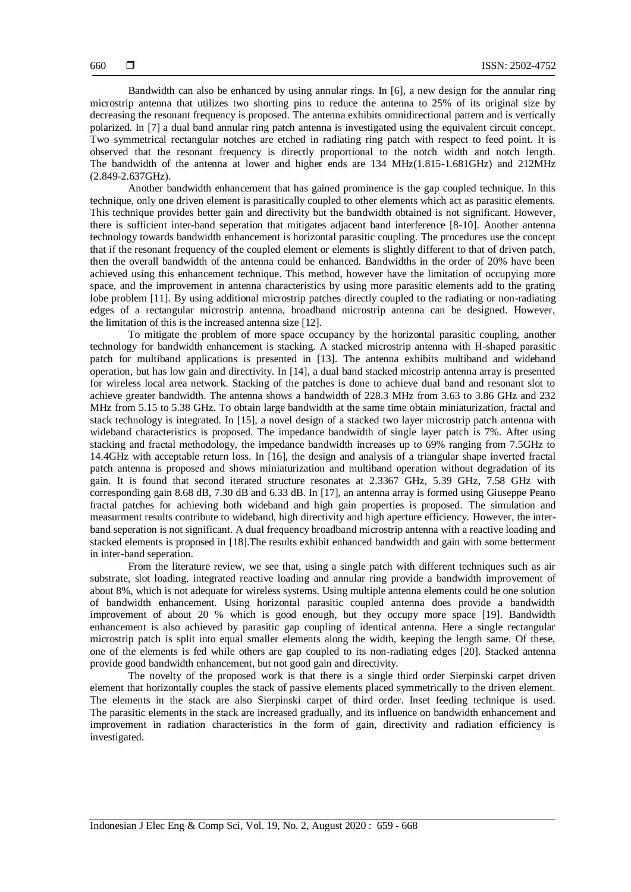Bandwidth can also be enhanced by using annular rings. In [6], a new design for the annular ring microstrip antenna that utilizes two shorting pins to reduce the antenna to 25% of its original size by decreasing the resonant frequency is proposed. The antenna exhibits omnidirectional pattern and is vertically polarized. In [7] a dual band annular ring patch antenna is investigated using the equivalent circuit concept. Two symmetrical rectangular notches are etched in radiating ring patch with respect to feed point. It is observed that the resonant frequency is directly proportional to the notch width and notch length. The bandwidth of the antenna at lower and higher ends are 134 MHz(1.815-1.681GHz) and 212MHz (2.849-2.637GHz).

Another bandwidth enhancement that has gained prominence is the gap coupled technique. In this technique, only one driven element is parasitically coupled to other elements which act as parasitic elements. This technique provides better gain and directivity but the bandwidth obtained is not significant. However, there is sufficient inter-band seperation that mitigates adjacent band interference [8-10]. Another antenna technology towards bandwidth enhancement is horizontal parasitic coupling. The procedures use the concept that if the resonant frequency of the coupled element or elements is slightly different to that of driven patch, then the overall bandwidth of the antenna could be enhanced. Bandwidths in the order of 20% have been achieved using this enhancement technique. This method, however have the limitation of occupying more space, and the improvement in antenna characteristics by using more parasitic elements add to the grating lobe problem [11]. By using additional microstrip patches directly coupled to the radiating or non-radiating edges of a rectangular microstrip antenna, broadband microstrip antenna can be designed. However, the limitation of this is the increased antenna size [12].

To mitigate the problem of more space occupancy by the horizontal parasitic coupling, another technology for bandwidth enhancement is stacking. A stacked microstrip antenna with H-shaped parasitic patch for multiband applications is presented in [13]. The antenna exhibits multiband and wideband operation, but has low gain and directivity. In [14], a dual band stacked micostrip antenna array is presented for wireless local area network. Stacking of the patches is done to achieve dual band and resonant slot to achieve greater bandwidth. The antenna shows a bandwidth of 228.3 MHz from 3.63 to 3.86 GHz and 232 MHz from 5.15 to 5.38 GHz. To obtain large bandwidth at the same time obtain miniaturization, fractal and stack technology is integrated. In [15], a novel design of a stacked two layer microstrip patch antenna with wideband characteristics is proposed. The impedance bandwidth of single layer patch is 7%. After using stacking and fractal methodology, the impedance bandwidth increases up to 69% ranging from 7.5GHz to 14.4GHz with acceptable return loss. In [16], the design and analysis of a triangular shape inverted fractal patch antenna is proposed and shows miniaturization and multiband operation without degradation of its gain. It is found that second iterated structure resonates at 2.3367 GHz, 5.39 GHz, 7.58 GHz with corresponding gain 8.68 dB, 7.30 dB and 6.33 dB. In [17], an antenna array is formed using Giuseppe Peano fractal patches for achieving both wideband and high gain properties is proposed. The simulation and measurment results contribute to wideband, high directivity and high aperture efficiency. However, the inter-band seperation is not significant. A dual frequency broadband microstrip antenna with a reactive loading and stacked elements is proposed in [18].The results exhibit enhanced bandwidth and gain with some betterment in inter-band seperation.

From the literature review, we see that, using a single patch with different techniques such as air substrate, slot loading, integrated reactive loading and annular ring provide a bandwidth improvement of about 8%, which is not adequate for wireless systems. Using multiple antenna elements could be one solution of bandwidth enhancement. Using horizontal parasitic coupled antenna does provide a bandwidth improvement of about 20 % which is good enough, but they occupy more space [19]. Bandwidth enhancement is also achieved by parasitic gap coupling of identical antenna. Here a single rectangular microstrip patch is split into equal smaller elements along the width, keeping the length same. Of these, one of the elements is fed while others are gap coupled to its non-radiating edges [20]. Stacked antenna provide good bandwidth enhancement, but not good gain and directivity.

The novelty of the proposed work is that there is a single third order Sierpinski carpet driven element that horizontally couples the stack of passive elements placed symmetrically to the driven element. The elements in the stack are also Sierpinski carpet of third order. Inset feeding technique is used. The parasitic elements in the stack are increased gradually, and its influence on bandwidth enhancement and improvement in radiation characteristics in the form of gain, directivity and radiation efficiency is investigated.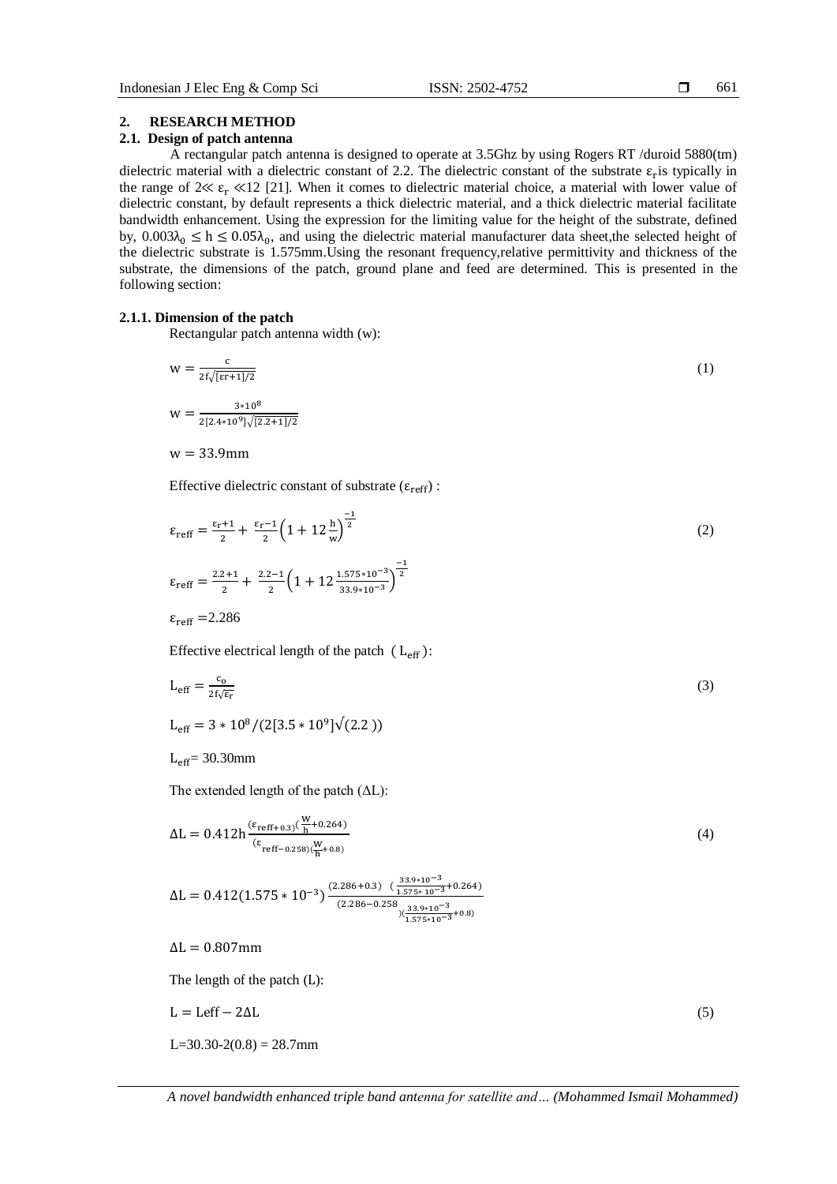## 2. RESEARCH METHOD

### 2.1. Design of patch antenna

A rectangular patch antenna is designed to operate at 3.5Ghz by using Rogers RT /duroid 5880(tm) dielectric material with a dielectric constant of 2.2. The dielectric constant of the substrate $\varepsilon_r$ is typically in the range of $2 \ll \varepsilon_r \ll 12$ [21]. When it comes to dielectric material choice, a material with lower value of dielectric constant, by default represents a thick dielectric material, and a thick dielectric material facilitate bandwidth enhancement. Using the expression for the limiting value for the height of the substrate, defined by, $0.003\lambda_0 \leq h \leq 0.05\lambda_0$, and using the dielectric material manufacturer data sheet,the selected height of the dielectric substrate is 1.575mm.Using the resonant frequency,relative permittivity and thickness of the substrate, the dimensions of the patch, ground plane and feed are determined. This is presented in the following section:

#### 2.1.1. Dimension of the patch

Rectangular patch antenna width (w):

$$\mathrm{w} = \frac{\mathrm{c}}{2\mathrm{f}\sqrt{[\varepsilon \mathrm{r}+1]/2}} \tag{1}$$

$$\mathrm{w} = \frac{3*10^8}{2[2.4*10^9]\sqrt{[2.2+1]/2}}$$

$$\mathrm{w} = 33.9\mathrm{mm}$$

Effective dielectric constant of substrate ($\varepsilon_{\mathrm{reff}}$) :

$$\varepsilon_{\mathrm{reff}} = \frac{\varepsilon_r+1}{2} + \frac{\varepsilon_r-1}{2}\left(1+12\frac{\mathrm{h}}{\mathrm{w}}\right)^{\frac{-1}{2}} \tag{2}$$

$$\varepsilon_{\mathrm{reff}} = \frac{2.2+1}{2} + \frac{2.2-1}{2}\left(1+12\frac{1.575*10^{-3}}{33.9*10^{-3}}\right)^{\frac{-1}{2}}$$

$$\varepsilon_{\mathrm{reff}} = 2.286$$

Effective electrical length of the patch ($\mathrm{L_{eff}}$):

$$\mathrm{L_{eff}} = \frac{\mathrm{c_o}}{2\mathrm{f}\sqrt{\varepsilon_r}} \tag{3}$$

$$\mathrm{L_{eff}} = 3*10^8/(2[3.5*10^9]\sqrt{(2.2)})$$

$\mathrm{L_{eff}}$= 30.30mm

The extended length of the patch ($\Delta$L):

$$\Delta\mathrm{L} = 0.412\mathrm{h}\frac{(\varepsilon_{\mathrm{reff}+0.3})(\frac{\mathrm{W}}{\mathrm{h}}+0.264)}{(\varepsilon_{\mathrm{reff}-0.258})(\frac{\mathrm{W}}{\mathrm{h}}+0.8)} \tag{4}$$

$$\Delta\mathrm{L} = 0.412(1.575*10^{-3})\frac{(2.286+0.3)\ \ (\frac{33.9*10^{-3}}{1.575*10^{-3}}+0.264)}{(2.286-0.258)(\frac{33.9*10^{-3}}{1.575*10^{-3}}+0.8)}$$

$$\Delta\mathrm{L} = 0.807\mathrm{mm}$$

The length of the patch (L):

$$\mathrm{L} = \mathrm{Leff} - 2\Delta\mathrm{L} \tag{5}$$

L=30.30-2(0.8) = 28.7mm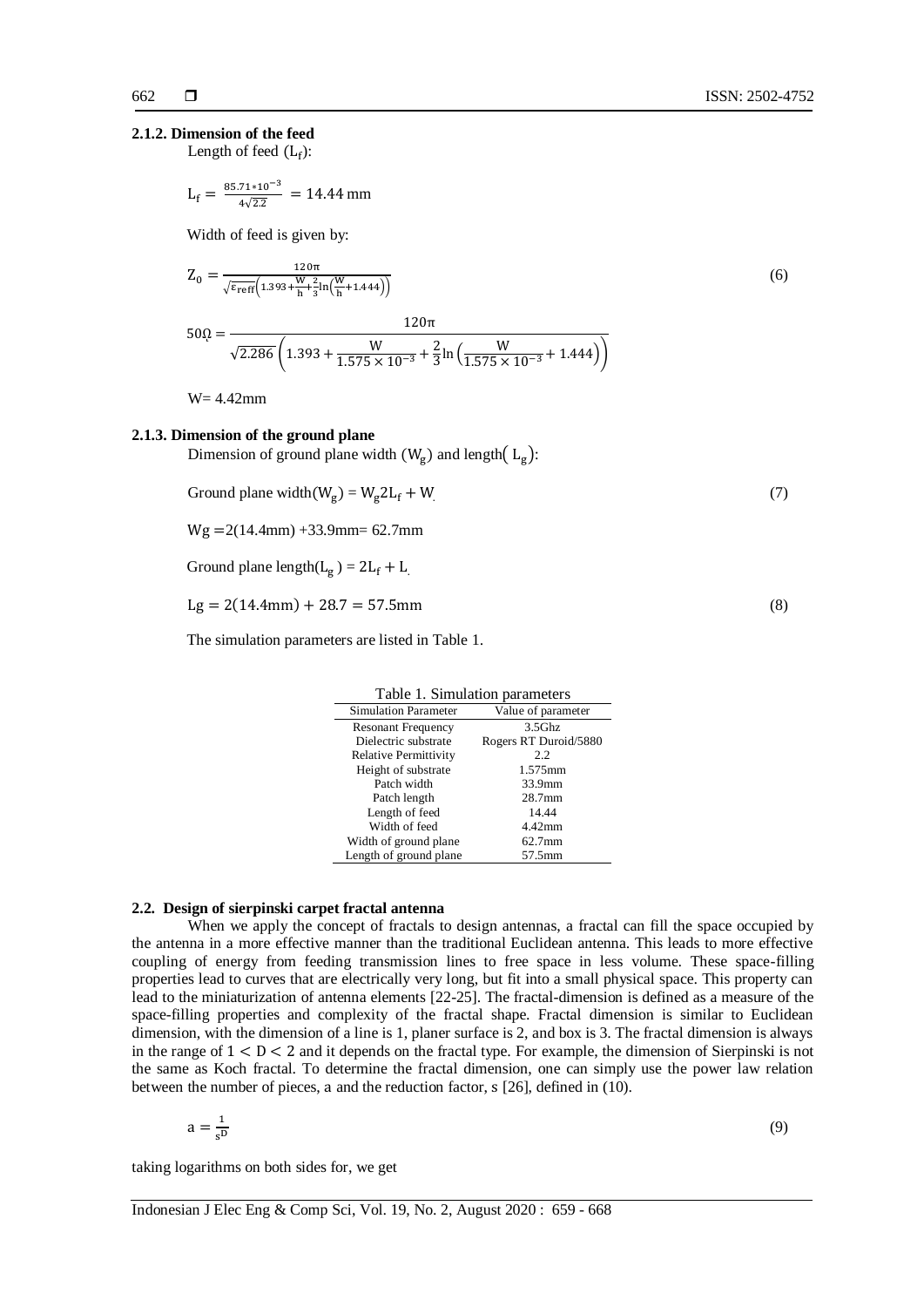#### 2.1.2. Dimension of the feed

Length of feed ($L_f$):

$$L_f = \frac{85.71 * 10^{-3}}{4\sqrt{2.2}} = 14.44 \text{ mm}$$

Width of feed is given by:

$$Z_0 = \frac{120\pi}{\sqrt{\varepsilon_{reff}}\left(1.393 + \frac{W}{h} + \frac{2}{3}\ln\left(\frac{W}{h} + 1.444\right)\right)} \tag{6}$$

$$50\Omega = \frac{120\pi}{\sqrt{2.286}\left(1.393 + \frac{W}{1.575 \times 10^{-3}} + \frac{2}{3}\ln\left(\frac{W}{1.575 \times 10^{-3}} + 1.444\right)\right)}$$

W= 4.42mm

#### 2.1.3. Dimension of the ground plane

Dimension of ground plane width ($W_g$) and length($L_g$):

$$\text{Ground plane width}(W_g) = W_g 2L_f + W \tag{7}$$

Wg =2(14.4mm) +33.9mm= 62.7mm

$$\text{Ground plane length}(L_g) = 2L_f + L$$

$$Lg = 2(14.4\text{mm}) + 28.7 = 57.5\text{mm} \tag{8}$$

The simulation parameters are listed in Table 1.

Table 1. Simulation parameters

| Simulation Parameter | Value of parameter |
|---|---|
| Resonant Frequency | 3.5Ghz |
| Dielectric substrate | Rogers RT Duroid/5880 |
| Relative Permittivity | 2.2 |
| Height of substrate | 1.575mm |
| Patch width | 33.9mm |
| Patch length | 28.7mm |
| Length of feed | 14.44 |
| Width of feed | 4.42mm |
| Width of ground plane | 62.7mm |
| Length of ground plane | 57.5mm |

### 2.2. Design of sierpinski carpet fractal antenna

When we apply the concept of fractals to design antennas, a fractal can fill the space occupied by the antenna in a more effective manner than the traditional Euclidean antenna. This leads to more effective coupling of energy from feeding transmission lines to free space in less volume. These space-filling properties lead to curves that are electrically very long, but fit into a small physical space. This property can lead to the miniaturization of antenna elements [22-25]. The fractal-dimension is defined as a measure of the space-filling properties and complexity of the fractal shape. Fractal dimension is similar to Euclidean dimension, with the dimension of a line is 1, planer surface is 2, and box is 3. The fractal dimension is always in the range of $1 < D < 2$ and it depends on the fractal type. For example, the dimension of Sierpinski is not the same as Koch fractal. To determine the fractal dimension, one can simply use the power law relation between the number of pieces, a and the reduction factor, s [26], defined in (10).

$$a = \frac{1}{s^D} \tag{9}$$

taking logarithms on both sides for, we get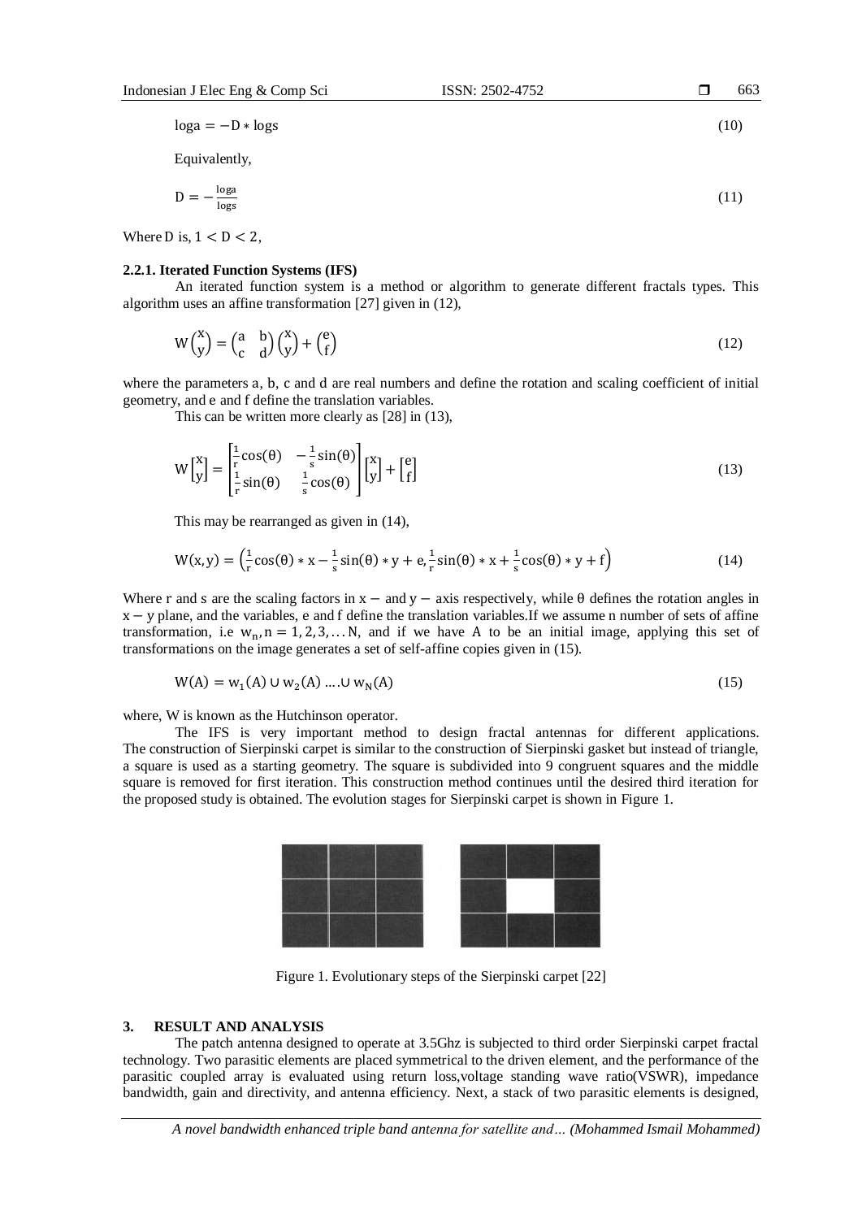$$\log a = -D * \log s \tag{10}$$

Equivalently,

$$D = -\frac{\log a}{\log s} \tag{11}$$

Where D is, $1 < D < 2$,

### 2.2.1. Iterated Function Systems (IFS)

An iterated function system is a method or algorithm to generate different fractals types. This algorithm uses an affine transformation [27] given in (12),

$$W\begin{pmatrix} x \\ y \end{pmatrix} = \begin{pmatrix} a & b \\ c & d \end{pmatrix}\begin{pmatrix} x \\ y \end{pmatrix} + \begin{pmatrix} e \\ f \end{pmatrix} \tag{12}$$

where the parameters a, b, c and d are real numbers and define the rotation and scaling coefficient of initial geometry, and e and f define the translation variables.

This can be written more clearly as [28] in (13),

$$W\begin{bmatrix} x \\ y \end{bmatrix} = \begin{bmatrix} \frac{1}{r}\cos(\theta) & -\frac{1}{s}\sin(\theta) \\ \frac{1}{r}\sin(\theta) & \frac{1}{s}\cos(\theta) \end{bmatrix}\begin{bmatrix} x \\ y \end{bmatrix} + \begin{bmatrix} e \\ f \end{bmatrix} \tag{13}$$

This may be rearranged as given in (14),

$$W(x, y) = \left(\frac{1}{r}\cos(\theta) * x - \frac{1}{s}\sin(\theta) * y + e, \frac{1}{r}\sin(\theta) * x + \frac{1}{s}\cos(\theta) * y + f\right) \tag{14}$$

Where r and s are the scaling factors in $x-$ and $y-$ axis respectively, while $\theta$ defines the rotation angles in $x-y$ plane, and the variables, e and f define the translation variables.If we assume n number of sets of affine transformation, i.e $w_n, n = 1, 2, 3, \ldots N$, and if we have A to be an initial image, applying this set of transformations on the image generates a set of self-affine copies given in (15).

$$W(A) = w_1(A) \cup w_2(A) \ldots . \cup w_N(A) \tag{15}$$

where, W is known as the Hutchinson operator.

The IFS is very important method to design fractal antennas for different applications. The construction of Sierpinski carpet is similar to the construction of Sierpinski gasket but instead of triangle, a square is used as a starting geometry. The square is subdivided into 9 congruent squares and the middle square is removed for first iteration. This construction method continues until the desired third iteration for the proposed study is obtained. The evolution stages for Sierpinski carpet is shown in Figure 1.

Figure 1. Evolutionary steps of the Sierpinski carpet [22]

## 3. RESULT AND ANALYSIS

The patch antenna designed to operate at 3.5Ghz is subjected to third order Sierpinski carpet fractal technology. Two parasitic elements are placed symmetrical to the driven element, and the performance of the parasitic coupled array is evaluated using return loss,voltage standing wave ratio(VSWR), impedance bandwidth, gain and directivity, and antenna efficiency. Next, a stack of two parasitic elements is designed,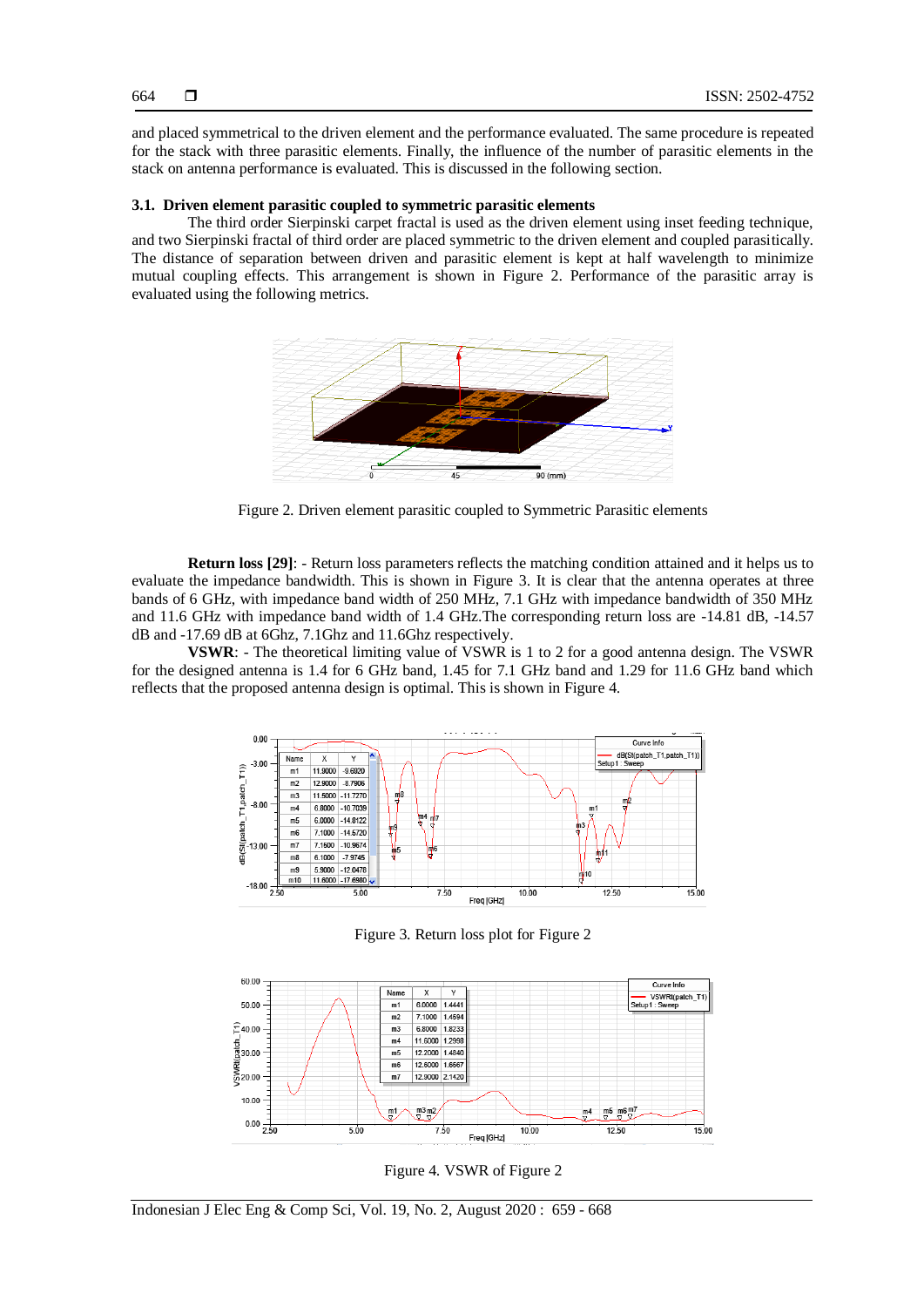and placed symmetrical to the driven element and the performance evaluated. The same procedure is repeated for the stack with three parasitic elements. Finally, the influence of the number of parasitic elements in the stack on antenna performance is evaluated. This is discussed in the following section.

### 3.1. Driven element parasitic coupled to symmetric parasitic elements

The third order Sierpinski carpet fractal is used as the driven element using inset feeding technique, and two Sierpinski fractal of third order are placed symmetric to the driven element and coupled parasitically. The distance of separation between driven and parasitic element is kept at half wavelength to minimize mutual coupling effects. This arrangement is shown in Figure 2. Performance of the parasitic array is evaluated using the following metrics.

Figure 2. Driven element parasitic coupled to Symmetric Parasitic elements

**Return loss [29]**: - Return loss parameters reflects the matching condition attained and it helps us to evaluate the impedance bandwidth. This is shown in Figure 3. It is clear that the antenna operates at three bands of 6 GHz, with impedance band width of 250 MHz, 7.1 GHz with impedance bandwidth of 350 MHz and 11.6 GHz with impedance band width of 1.4 GHz.The corresponding return loss are -14.81 dB, -14.57 dB and -17.69 dB at 6Ghz, 7.1Ghz and 11.6Ghz respectively.

**VSWR**: - The theoretical limiting value of VSWR is 1 to 2 for a good antenna design. The VSWR for the designed antenna is 1.4 for 6 GHz band, 1.45 for 7.1 GHz band and 1.29 for 11.6 GHz band which reflects that the proposed antenna design is optimal. This is shown in Figure 4.

| Name | X | Y |
|---|---|---|
| m1 | 11.9000 | -9.6920 |
| m2 | 12.9000 | -8.7906 |
| m3 | 11.5000 | -11.7270 |
| m4 | 6.8000 | -10.7039 |
| m5 | 6.0000 | -14.8122 |
| m6 | 7.1000 | -14.5720 |
| m7 | 7.1500 | -10.9674 |
| m8 | 6.1000 | -7.9745 |
| m9 | 5.9000 | -12.0478 |
| m10 | 11.6000 | -17.6980 |

Figure 3. Return loss plot for Figure 2

| Name | X | Y |
|---|---|---|
| m1 | 6.0000 | 1.4441 |
| m2 | 7.1000 | 1.4594 |
| m3 | 6.8000 | 1.8233 |
| m4 | 11.6000 | 1.2998 |
| m5 | 12.2000 | 1.4840 |
| m6 | 12.6000 | 1.6667 |
| m7 | 12.9000 | 2.1420 |

Figure 4. VSWR of Figure 2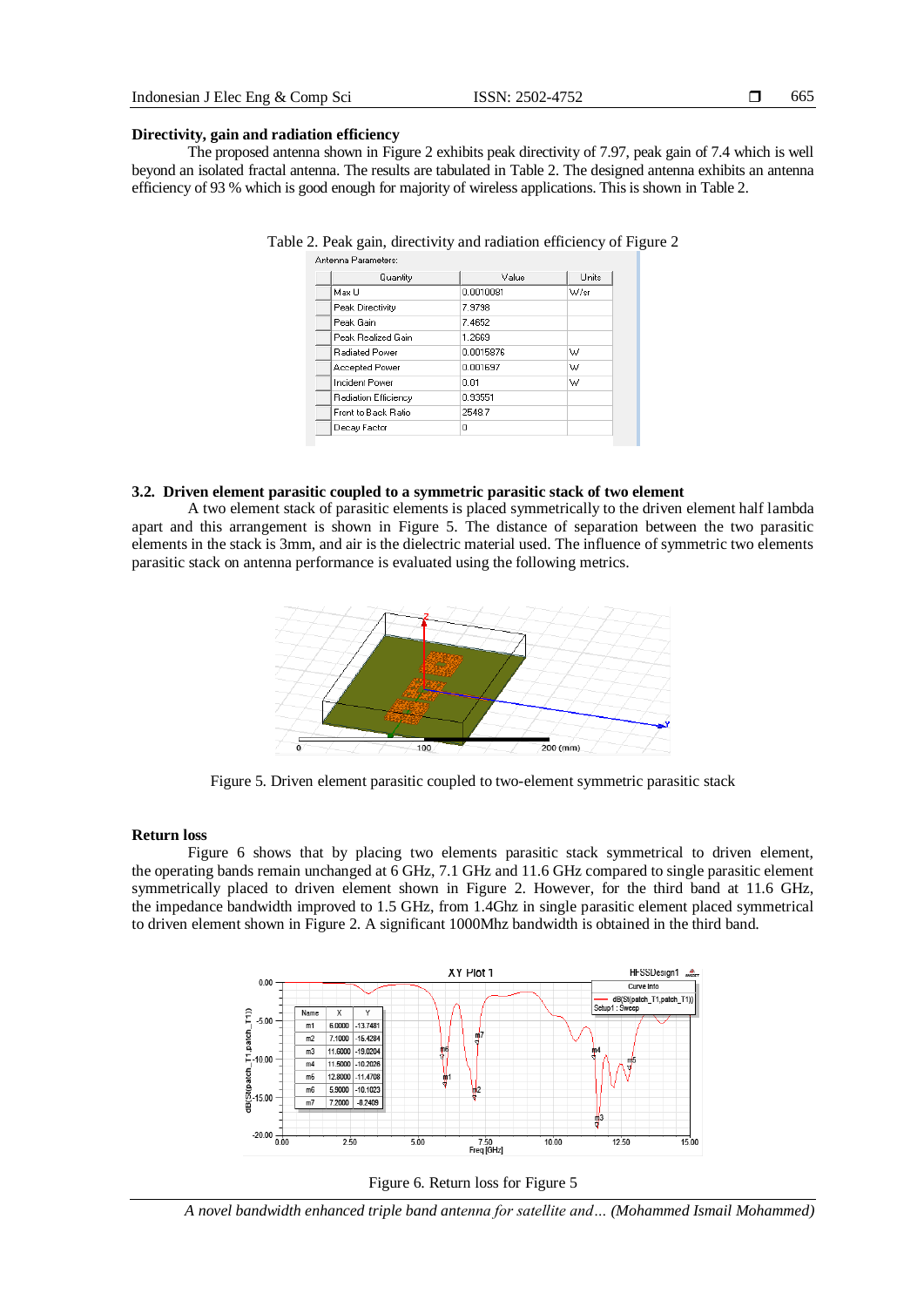**Directivity, gain and radiation efficiency**

The proposed antenna shown in Figure 2 exhibits peak directivity of 7.97, peak gain of 7.4 which is well beyond an isolated fractal antenna. The results are tabulated in Table 2. The designed antenna exhibits an antenna efficiency of 93 % which is good enough for majority of wireless applications. This is shown in Table 2.

Table 2. Peak gain, directivity and radiation efficiency of Figure 2

Antenna Parameters:

| Quantity | Value | Units |
|---|---|---|
| Max U | 0.0010091 | W/sr |
| Peak Directivity | 7.9798 | |
| Peak Gain | 7.4652 | |
| Peak Realized Gain | 1.2669 | |
| Radiated Power | 0.0015876 | W |
| Accepted Power | 0.001697 | W |
| Incident Power | 0.01 | W |
| Radiation Efficiency | 0.93551 | |
| Front to Back Ratio | 2548.7 | |
| Decay Factor | 0 | |

### 3.2. Driven element parasitic coupled to a symmetric parasitic stack of two element

A two element stack of parasitic elements is placed symmetrically to the driven element half lambda apart and this arrangement is shown in Figure 5. The distance of separation between the two parasitic elements in the stack is 3mm, and air is the dielectric material used. The influence of symmetric two elements parasitic stack on antenna performance is evaluated using the following metrics.

Figure 5. Driven element parasitic coupled to two-element symmetric parasitic stack

**Return loss**

Figure 6 shows that by placing two elements parasitic stack symmetrical to driven element, the operating bands remain unchanged at 6 GHz, 7.1 GHz and 11.6 GHz compared to single parasitic element symmetrically placed to driven element shown in Figure 2. However, for the third band at 11.6 GHz, the impedance bandwidth improved to 1.5 GHz, from 1.4Ghz in single parasitic element placed symmetrical to driven element shown in Figure 2. A significant 1000Mhz bandwidth is obtained in the third band.

Figure 6. Return loss for Figure 5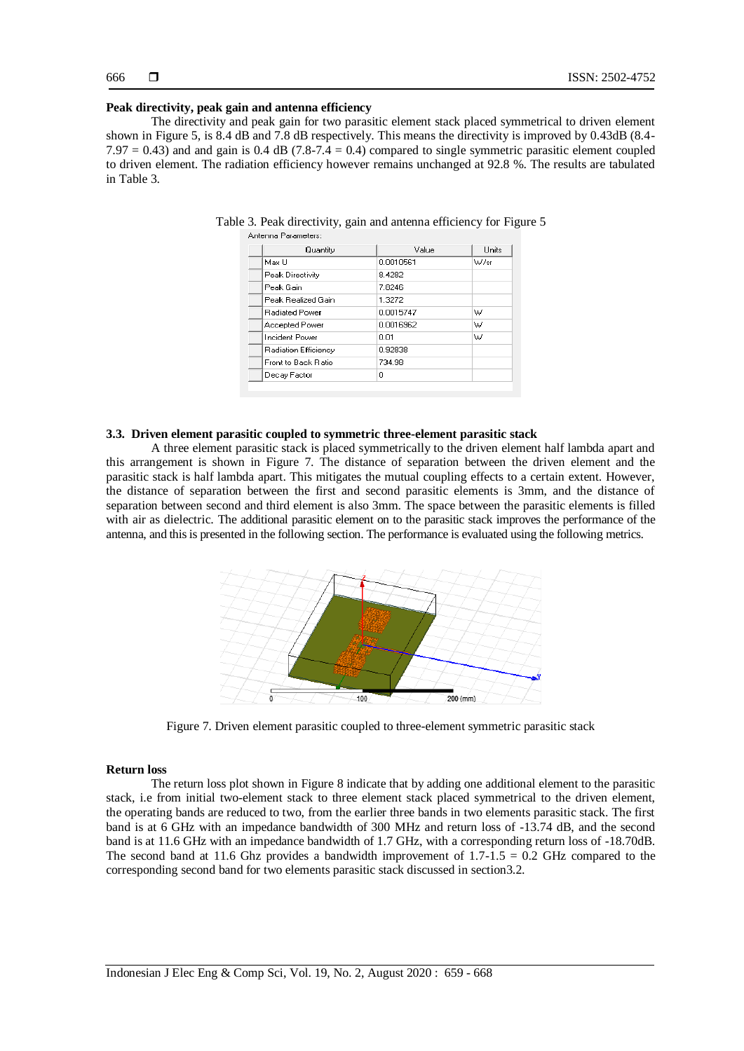**Peak directivity, peak gain and antenna efficiency**

The directivity and peak gain for two parasitic element stack placed symmetrical to driven element shown in Figure 5, is 8.4 dB and 7.8 dB respectively. This means the directivity is improved by 0.43dB (8.4-7.97 = 0.43) and and gain is 0.4 dB (7.8-7.4 = 0.4) compared to single symmetric parasitic element coupled to driven element. The radiation efficiency however remains unchanged at 92.8 %. The results are tabulated in Table 3.

Table 3. Peak directivity, gain and antenna efficiency for Figure 5

Antenna Parameters:

| Quantity | Value | Units |
|---|---|---|
| Max U | 0.0010561 | W/sr |
| Peak Directivity | 8.4282 | |
| Peak Gain | 7.8246 | |
| Peak Realized Gain | 1.3272 | |
| Radiated Power | 0.0015747 | W |
| Accepted Power | 0.0016962 | W |
| Incident Power | 0.01 | W |
| Radiation Efficiency | 0.92838 | |
| Front to Back Ratio | 734.98 | |
| Decay Factor | 0 | |

### 3.3. Driven element parasitic coupled to symmetric three-element parasitic stack

A three element parasitic stack is placed symmetrically to the driven element half lambda apart and this arrangement is shown in Figure 7. The distance of separation between the driven element and the parasitic stack is half lambda apart. This mitigates the mutual coupling effects to a certain extent. However, the distance of separation between the first and second parasitic elements is 3mm, and the distance of separation between second and third element is also 3mm. The space between the parasitic elements is filled with air as dielectric. The additional parasitic element on to the parasitic stack improves the performance of the antenna, and this is presented in the following section. The performance is evaluated using the following metrics.

Figure 7. Driven element parasitic coupled to three-element symmetric parasitic stack

**Return loss**

The return loss plot shown in Figure 8 indicate that by adding one additional element to the parasitic stack, i.e from initial two-element stack to three element stack placed symmetrical to the driven element, the operating bands are reduced to two, from the earlier three bands in two elements parasitic stack. The first band is at 6 GHz with an impedance bandwidth of 300 MHz and return loss of -13.74 dB, and the second band is at 11.6 GHz with an impedance bandwidth of 1.7 GHz, with a corresponding return loss of -18.70dB. The second band at 11.6 Ghz provides a bandwidth improvement of 1.7-1.5 = 0.2 GHz compared to the corresponding second band for two elements parasitic stack discussed in section3.2.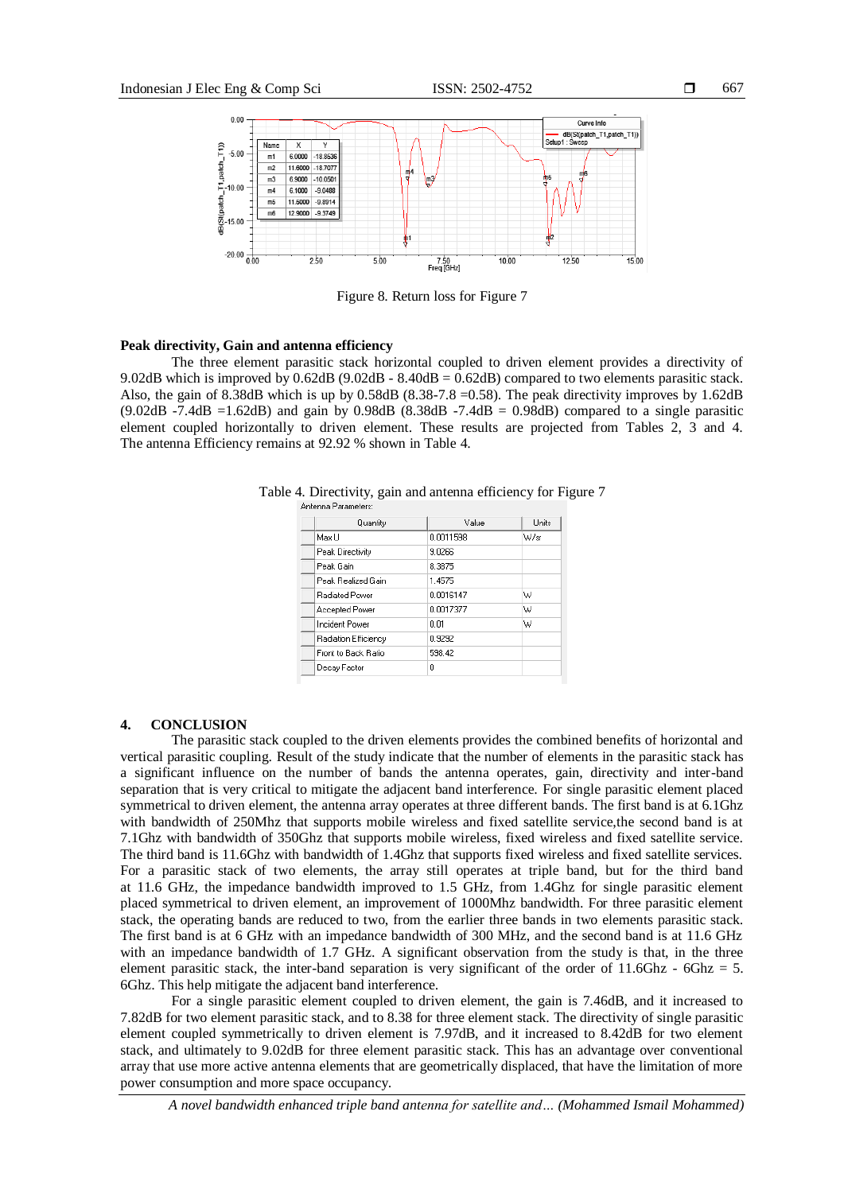Figure 8. Return loss for Figure 7

**Peak directivity, Gain and antenna efficiency**

The three element parasitic stack horizontal coupled to driven element provides a directivity of 9.02dB which is improved by 0.62dB (9.02dB - 8.40dB = 0.62dB) compared to two elements parasitic stack. Also, the gain of 8.38dB which is up by 0.58dB (8.38-7.8 =0.58). The peak directivity improves by 1.62dB (9.02dB -7.4dB =1.62dB) and gain by 0.98dB (8.38dB -7.4dB = 0.98dB) compared to a single parasitic element coupled horizontally to driven element. These results are projected from Tables 2, 3 and 4. The antenna Efficiency remains at 92.92 % shown in Table 4.

Table 4. Directivity, gain and antenna efficiency for Figure 7

Antenna Parameters:

| Quantity | Value | Units |
|---|---|---|
| Max U | 0.0011598 | W/sr |
| Peak Directivity | 9.0266 | |
| Peak Gain | 8.3875 | |
| Peak Realized Gain | 1.4575 | |
| Radiated Power | 0.0016147 | W |
| Accepted Power | 0.0017377 | W |
| Incident Power | 0.01 | W |
| Radiation Efficiency | 0.9292 | |
| Front to Back Ratio | 598.42 | |
| Decay Factor | 0 | |

## 4. CONCLUSION

The parasitic stack coupled to the driven elements provides the combined benefits of horizontal and vertical parasitic coupling. Result of the study indicate that the number of elements in the parasitic stack has a significant influence on the number of bands the antenna operates, gain, directivity and inter-band separation that is very critical to mitigate the adjacent band interference. For single parasitic element placed symmetrical to driven element, the antenna array operates at three different bands. The first band is at 6.1Ghz with bandwidth of 250Mhz that supports mobile wireless and fixed satellite service,the second band is at 7.1Ghz with bandwidth of 350Ghz that supports mobile wireless, fixed wireless and fixed satellite service. The third band is 11.6Ghz with bandwidth of 1.4Ghz that supports fixed wireless and fixed satellite services. For a parasitic stack of two elements, the array still operates at triple band, but for the third band at 11.6 GHz, the impedance bandwidth improved to 1.5 GHz, from 1.4Ghz for single parasitic element placed symmetrical to driven element, an improvement of 1000Mhz bandwidth. For three parasitic element stack, the operating bands are reduced to two, from the earlier three bands in two elements parasitic stack. The first band is at 6 GHz with an impedance bandwidth of 300 MHz, and the second band is at 11.6 GHz with an impedance bandwidth of 1.7 GHz. A significant observation from the study is that, in the three element parasitic stack, the inter-band separation is very significant of the order of 11.6Ghz - 6Ghz = 5. 6Ghz. This help mitigate the adjacent band interference.

For a single parasitic element coupled to driven element, the gain is 7.46dB, and it increased to 7.82dB for two element parasitic stack, and to 8.38 for three element stack. The directivity of single parasitic element coupled symmetrically to driven element is 7.97dB, and it increased to 8.42dB for two element stack, and ultimately to 9.02dB for three element parasitic stack. This has an advantage over conventional array that use more active antenna elements that are geometrically displaced, that have the limitation of more power consumption and more space occupancy.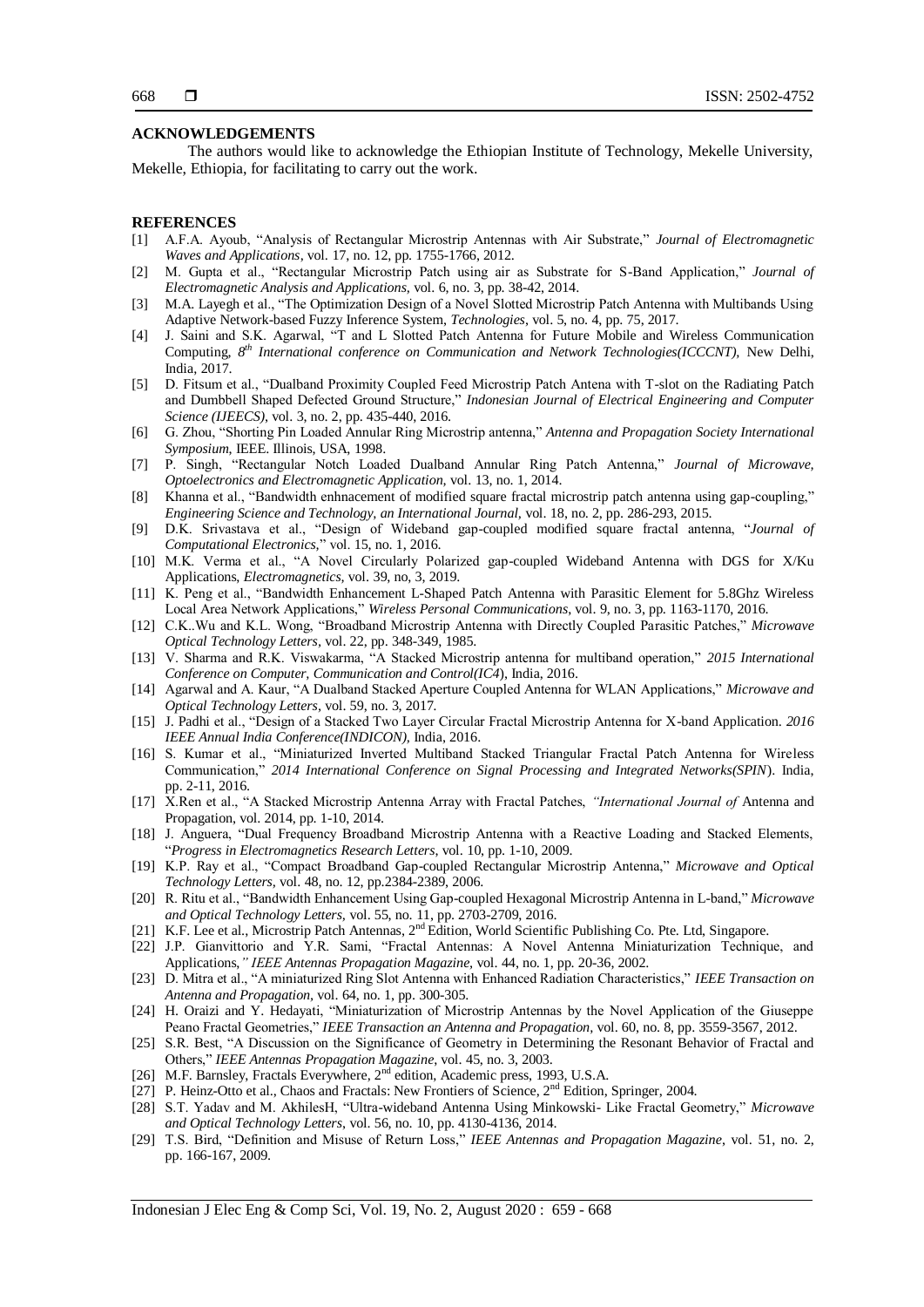**ACKNOWLEDGEMENTS**

The authors would like to acknowledge the Ethiopian Institute of Technology, Mekelle University, Mekelle, Ethiopia, for facilitating to carry out the work.

**REFERENCES**

[1] A.F.A. Ayoub, "Analysis of Rectangular Microstrip Antennas with Air Substrate," *Journal of Electromagnetic Waves and Applications*, vol. 17, no. 12, pp. 1755-1766, 2012.

[2] M. Gupta et al., "Rectangular Microstrip Patch using air as Substrate for S-Band Application," *Journal of Electromagnetic Analysis and Applications*, vol. 6, no. 3, pp. 38-42, 2014.

[3] M.A. Layegh et al., "The Optimization Design of a Novel Slotted Microstrip Patch Antenna with Multibands Using Adaptive Network-based Fuzzy Inference System, *Technologies*, vol. 5, no. 4, pp. 75, 2017.

[4] J. Saini and S.K. Agarwal, "T and L Slotted Patch Antenna for Future Mobile and Wireless Communication Computing, *8th International conference on Communication and Network Technologies(ICCCNT)*, New Delhi, India, 2017.

[5] D. Fitsum et al., "Dualband Proximity Coupled Feed Microstrip Patch Antena with T-slot on the Radiating Patch and Dumbbell Shaped Defected Ground Structure," *Indonesian Journal of Electrical Engineering and Computer Science (IJEECS)*, vol. 3, no. 2, pp. 435-440, 2016.

[6] G. Zhou, "Shorting Pin Loaded Annular Ring Microstrip antenna," *Antenna and Propagation Society International Symposium*, IEEE. Illinois, USA, 1998.

[7] P. Singh, "Rectangular Notch Loaded Dualband Annular Ring Patch Antenna," *Journal of Microwave, Optoelectronics and Electromagnetic Application*, vol. 13, no. 1, 2014.

[8] Khanna et al., "Bandwidth enhnacement of modified square fractal microstrip patch antenna using gap-coupling," *Engineering Science and Technology, an International Journal*, vol. 18, no. 2, pp. 286-293, 2015.

[9] D.K. Srivastava et al., "Design of Wideband gap-coupled modified square fractal antenna, "*Journal of Computational Electronics*," vol. 15, no. 1, 2016.

[10] M.K. Verma et al., "A Novel Circularly Polarized gap-coupled Wideband Antenna with DGS for X/Ku Applications, *Electromagnetics*, vol. 39, no, 3, 2019.

[11] K. Peng et al., "Bandwidth Enhancement L-Shaped Patch Antenna with Parasitic Element for 5.8Ghz Wireless Local Area Network Applications," *Wireless Personal Communications*, vol. 9, no. 3, pp. 1163-1170, 2016.

[12] C.K..Wu and K.L. Wong, "Broadband Microstrip Antenna with Directly Coupled Parasitic Patches," *Microwave Optical Technology Letters*, vol. 22, pp. 348-349, 1985.

[13] V. Sharma and R.K. Viswakarma, "A Stacked Microstrip antenna for multiband operation," *2015 International Conference on Computer, Communication and Control(IC4)*, India, 2016.

[14] Agarwal and A. Kaur, "A Dualband Stacked Aperture Coupled Antenna for WLAN Applications," *Microwave and Optical Technology Letters*, vol. 59, no. 3, 2017.

[15] J. Padhi et al., "Design of a Stacked Two Layer Circular Fractal Microstrip Antenna for X-band Application. *2016 IEEE Annual India Conference(INDICON)*, India, 2016.

[16] S. Kumar et al., "Miniaturized Inverted Multiband Stacked Triangular Fractal Patch Antenna for Wireless Communication," *2014 International Conference on Signal Processing and Integrated Networks(SPIN*). India, pp. 2-11, 2016.

[17] X.Ren et al., "A Stacked Microstrip Antenna Array with Fractal Patches, *"International Journal of* Antenna and Propagation, vol. 2014, pp. 1-10, 2014.

[18] J. Anguera, "Dual Frequency Broadband Microstrip Antenna with a Reactive Loading and Stacked Elements, "*Progress in Electromagnetics Research Letters*, vol. 10, pp. 1-10, 2009.

[19] K.P. Ray et al., "Compact Broadband Gap-coupled Rectangular Microstrip Antenna," *Microwave and Optical Technology Letters*, vol. 48, no. 12, pp.2384-2389, 2006.

[20] R. Ritu et al., "Bandwidth Enhancement Using Gap-coupled Hexagonal Microstrip Antenna in L-band," *Microwave and Optical Technology Letters*, vol. 55, no. 11, pp. 2703-2709, 2016.

[21] K.F. Lee et al., Microstrip Patch Antennas, 2nd Edition, World Scientific Publishing Co. Pte. Ltd, Singapore.

[22] J.P. Gianvittorio and Y.R. Sami, "Fractal Antennas: A Novel Antenna Miniaturization Technique, and Applications,*" IEEE Antennas Propagation Magazine*, vol. 44, no. 1, pp. 20-36, 2002.

[23] D. Mitra et al., "A miniaturized Ring Slot Antenna with Enhanced Radiation Characteristics," *IEEE Transaction on Antenna and Propagation*, vol. 64, no. 1, pp. 300-305.

[24] H. Oraizi and Y. Hedayati, "Miniaturization of Microstrip Antennas by the Novel Application of the Giuseppe Peano Fractal Geometries," *IEEE Transaction an Antenna and Propagation*, vol. 60, no. 8, pp. 3559-3567, 2012.

[25] S.R. Best, "A Discussion on the Significance of Geometry in Determining the Resonant Behavior of Fractal and Others," *IEEE Antennas Propagation Magazine*, vol. 45, no. 3, 2003.

[26] M.F. Barnsley, Fractals Everywhere, 2nd edition, Academic press, 1993, U.S.A.

[27] P. Heinz-Otto et al., Chaos and Fractals: New Frontiers of Science, 2nd Edition, Springer, 2004.

[28] S.T. Yadav and M. AkhilesH, "Ultra-wideband Antenna Using Minkowski- Like Fractal Geometry," *Microwave and Optical Technology Letters*, vol. 56, no. 10, pp. 4130-4136, 2014.

[29] T.S. Bird, "Definition and Misuse of Return Loss," *IEEE Antennas and Propagation Magazine*, vol. 51, no. 2, pp. 166-167, 2009.